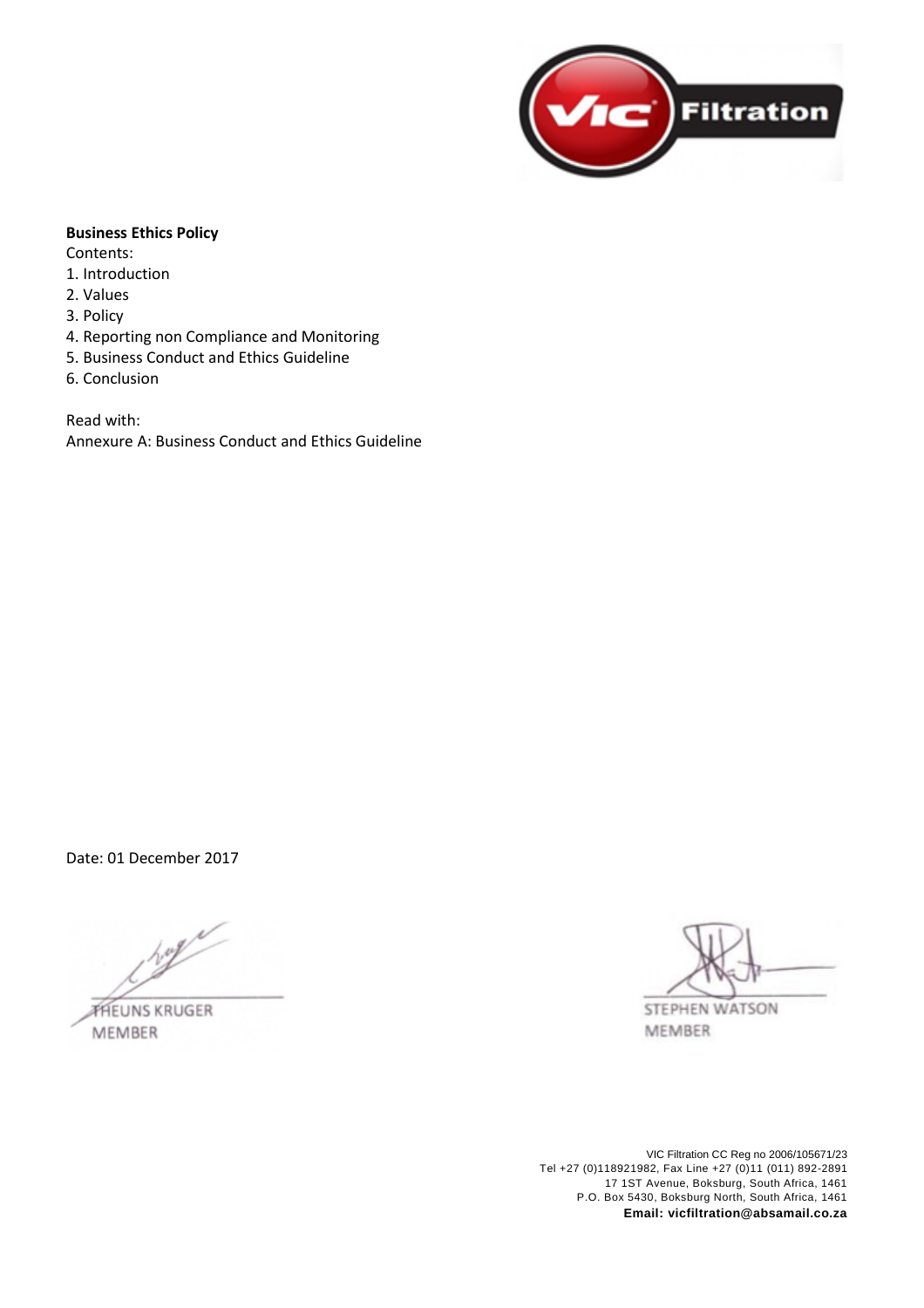**Business Ethics Policy**

Contents:

1. Introduction
2. Values
3. Policy
4. Reporting non Compliance and Monitoring
5. Business Conduct and Ethics Guideline
6. Conclusion

Read with:

Annexure A: Business Conduct and Ethics Guideline

Date: 01 December 2017

THEUNS KRUGER
MEMBER

STEPHEN WATSON
MEMBER

VIC Filtration CC Reg no 2006/105671/23
Tel +27 (0)118921982, Fax Line +27 (0)11 (011) 892-2891
17 1ST Avenue, Boksburg, South Africa, 1461
P.O. Box 5430, Boksburg North, South Africa, 1461
**Email: vicfiltration@absamail.co.za**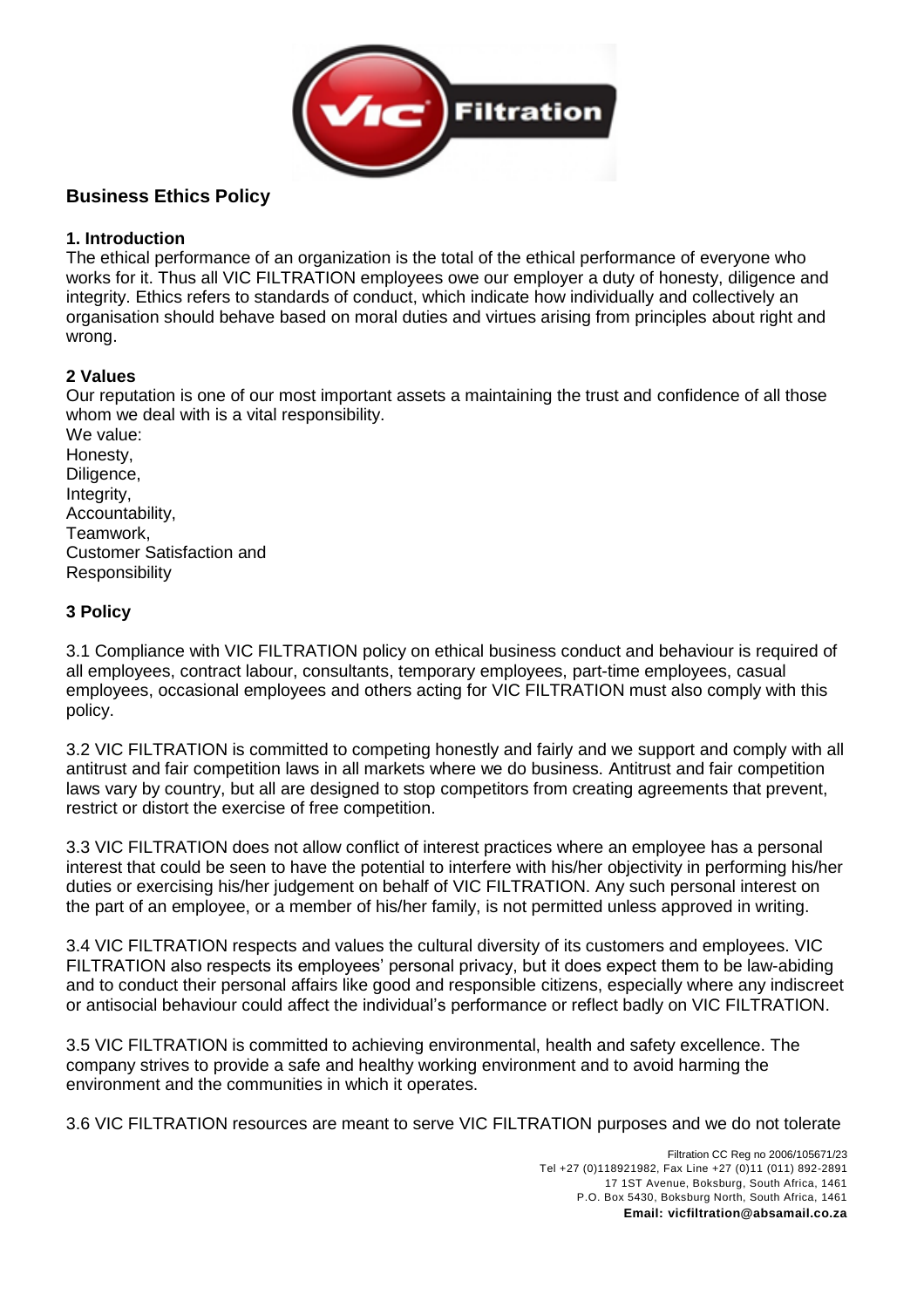## Business Ethics Policy

### 1. Introduction

The ethical performance of an organization is the total of the ethical performance of everyone who works for it. Thus all VIC FILTRATION employees owe our employer a duty of honesty, diligence and integrity. Ethics refers to standards of conduct, which indicate how individually and collectively an organisation should behave based on moral duties and virtues arising from principles about right and wrong.

### 2 Values

Our reputation is one of our most important assets a maintaining the trust and confidence of all those whom we deal with is a vital responsibility.
We value:
Honesty,
Diligence,
Integrity,
Accountability,
Teamwork,
Customer Satisfaction and
Responsibility

### 3 Policy

3.1 Compliance with VIC FILTRATION policy on ethical business conduct and behaviour is required of all employees, contract labour, consultants, temporary employees, part-time employees, casual employees, occasional employees and others acting for VIC FILTRATION must also comply with this policy.

3.2 VIC FILTRATION is committed to competing honestly and fairly and we support and comply with all antitrust and fair competition laws in all markets where we do business. Antitrust and fair competition laws vary by country, but all are designed to stop competitors from creating agreements that prevent, restrict or distort the exercise of free competition.

3.3 VIC FILTRATION does not allow conflict of interest practices where an employee has a personal interest that could be seen to have the potential to interfere with his/her objectivity in performing his/her duties or exercising his/her judgement on behalf of VIC FILTRATION. Any such personal interest on the part of an employee, or a member of his/her family, is not permitted unless approved in writing.

3.4 VIC FILTRATION respects and values the cultural diversity of its customers and employees. VIC FILTRATION also respects its employees' personal privacy, but it does expect them to be law-abiding and to conduct their personal affairs like good and responsible citizens, especially where any indiscreet or antisocial behaviour could affect the individual's performance or reflect badly on VIC FILTRATION.

3.5 VIC FILTRATION is committed to achieving environmental, health and safety excellence. The company strives to provide a safe and healthy working environment and to avoid harming the environment and the communities in which it operates.

3.6 VIC FILTRATION resources are meant to serve VIC FILTRATION purposes and we do not tolerate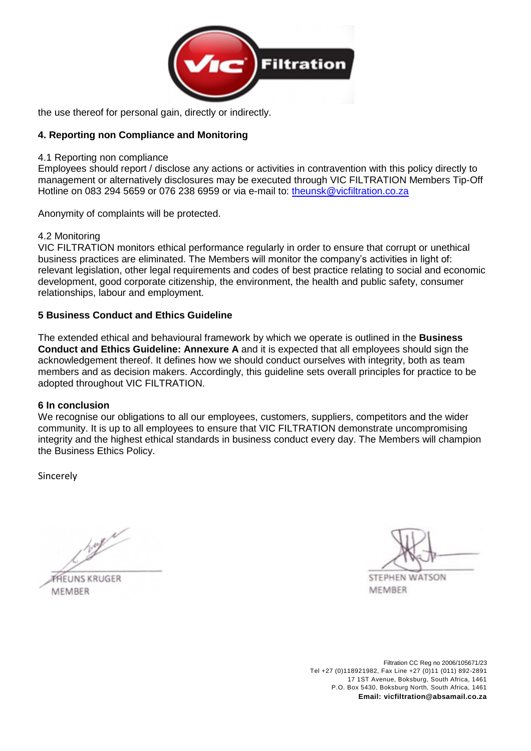the use thereof for personal gain, directly or indirectly.

**4. Reporting non Compliance and Monitoring**

4.1 Reporting non compliance
Employees should report / disclose any actions or activities in contravention with this policy directly to management or alternatively disclosures may be executed through VIC FILTRATION Members Tip-Off Hotline on 083 294 5659 or 076 238 6959 or via e-mail to: theunsk@vicfiltration.co.za

Anonymity of complaints will be protected.

4.2 Monitoring
VIC FILTRATION monitors ethical performance regularly in order to ensure that corrupt or unethical business practices are eliminated. The Members will monitor the company's activities in light of: relevant legislation, other legal requirements and codes of best practice relating to social and economic development, good corporate citizenship, the environment, the health and public safety, consumer relationships, labour and employment.

**5 Business Conduct and Ethics Guideline**

The extended ethical and behavioural framework by which we operate is outlined in the **Business Conduct and Ethics Guideline: Annexure A** and it is expected that all employees should sign the acknowledgement thereof. It defines how we should conduct ourselves with integrity, both as team members and as decision makers. Accordingly, this guideline sets overall principles for practice to be adopted throughout VIC FILTRATION.

**6 In conclusion**
We recognise our obligations to all our employees, customers, suppliers, competitors and the wider community. It is up to all employees to ensure that VIC FILTRATION demonstrate uncompromising integrity and the highest ethical standards in business conduct every day. The Members will champion the Business Ethics Policy.

Sincerely

THEUNS KRUGER
MEMBER

STEPHEN WATSON
MEMBER

Filtration CC Reg no 2006/105671/23
Tel +27 (0)118921982, Fax Line +27 (0)11 (011) 892-2891
17 1ST Avenue, Boksburg, South Africa, 1461
P.O. Box 5430, Boksburg North, South Africa, 1461
**Email: vicfiltration@absamail.co.za**